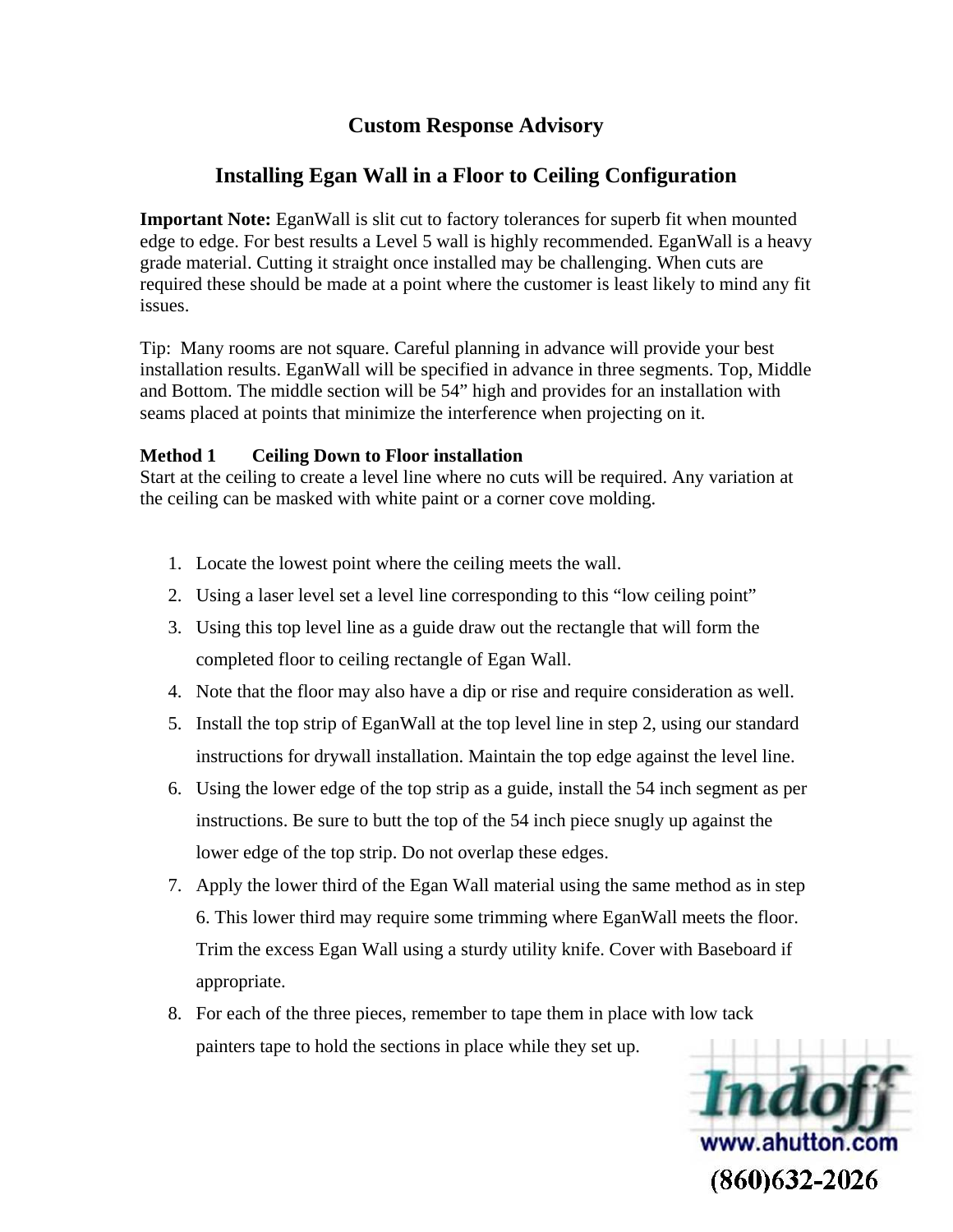# Custom Response Advisory

## Installing Egan Wall in a Floor to Ceiling Configuration

**Important Note:** EganWall is slit cut to factory tolerances for superb fit when mounted edge to edge. For best results a Level 5 wall is highly recommended. EganWall is a heavy grade material. Cutting it straight once installed may be challenging. When cuts are required these should be made at a point where the customer is least likely to mind any fit issues.

Tip: Many rooms are not square. Careful planning in advance will provide your best installation results. EganWall will be specified in advance in three segments. Top, Middle and Bottom. The middle section will be 54" high and provides for an installation with seams placed at points that minimize the interference when projecting on it.

**Method 1 Ceiling Down to Floor installation**

Start at the ceiling to create a level line where no cuts will be required. Any variation at the ceiling can be masked with white paint or a corner cove molding.

1. Locate the lowest point where the ceiling meets the wall.
2. Using a laser level set a level line corresponding to this "low ceiling point"
3. Using this top level line as a guide draw out the rectangle that will form the completed floor to ceiling rectangle of Egan Wall.
4. Note that the floor may also have a dip or rise and require consideration as well.
5. Install the top strip of EganWall at the top level line in step 2, using our standard instructions for drywall installation. Maintain the top edge against the level line.
6. Using the lower edge of the top strip as a guide, install the 54 inch segment as per instructions. Be sure to butt the top of the 54 inch piece snugly up against the lower edge of the top strip. Do not overlap these edges.
7. Apply the lower third of the Egan Wall material using the same method as in step 6. This lower third may require some trimming where EganWall meets the floor. Trim the excess Egan Wall using a sturdy utility knife. Cover with Baseboard if appropriate.
8. For each of the three pieces, remember to tape them in place with low tack painters tape to hold the sections in place while they set up.

Indoff
www.ahutton.com
(860)632-2026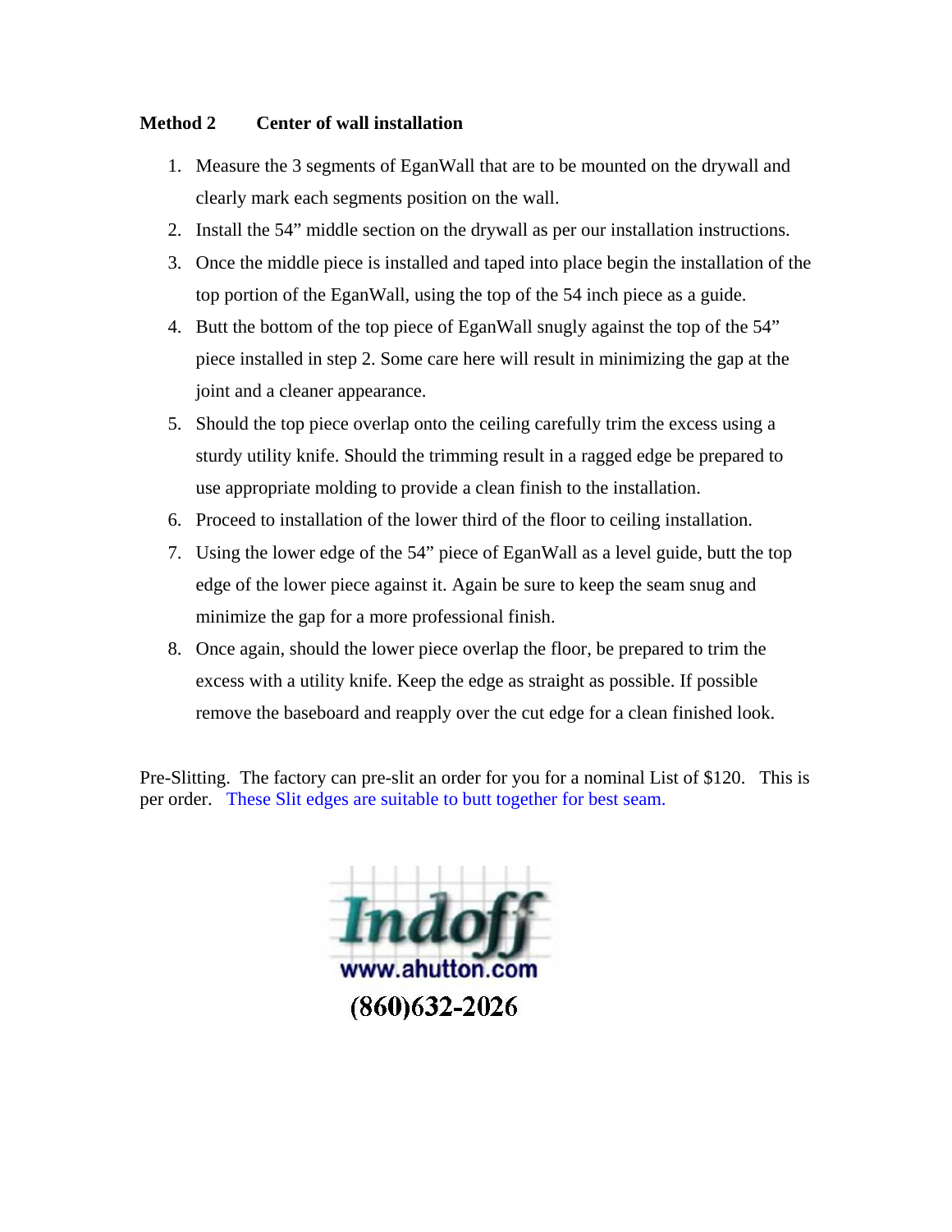**Method 2 Center of wall installation**

1. Measure the 3 segments of EganWall that are to be mounted on the drywall and clearly mark each segments position on the wall.
2. Install the 54" middle section on the drywall as per our installation instructions.
3. Once the middle piece is installed and taped into place begin the installation of the top portion of the EganWall, using the top of the 54 inch piece as a guide.
4. Butt the bottom of the top piece of EganWall snugly against the top of the 54" piece installed in step 2. Some care here will result in minimizing the gap at the joint and a cleaner appearance.
5. Should the top piece overlap onto the ceiling carefully trim the excess using a sturdy utility knife. Should the trimming result in a ragged edge be prepared to use appropriate molding to provide a clean finish to the installation.
6. Proceed to installation of the lower third of the floor to ceiling installation.
7. Using the lower edge of the 54" piece of EganWall as a level guide, butt the top edge of the lower piece against it. Again be sure to keep the seam snug and minimize the gap for a more professional finish.
8. Once again, should the lower piece overlap the floor, be prepared to trim the excess with a utility knife. Keep the edge as straight as possible. If possible remove the baseboard and reapply over the cut edge for a clean finished look.

Pre-Slitting. The factory can pre-slit an order for you for a nominal List of $120. This is per order. These Slit edges are suitable to butt together for best seam.

Indoff
www.ahutton.com
(860)632-2026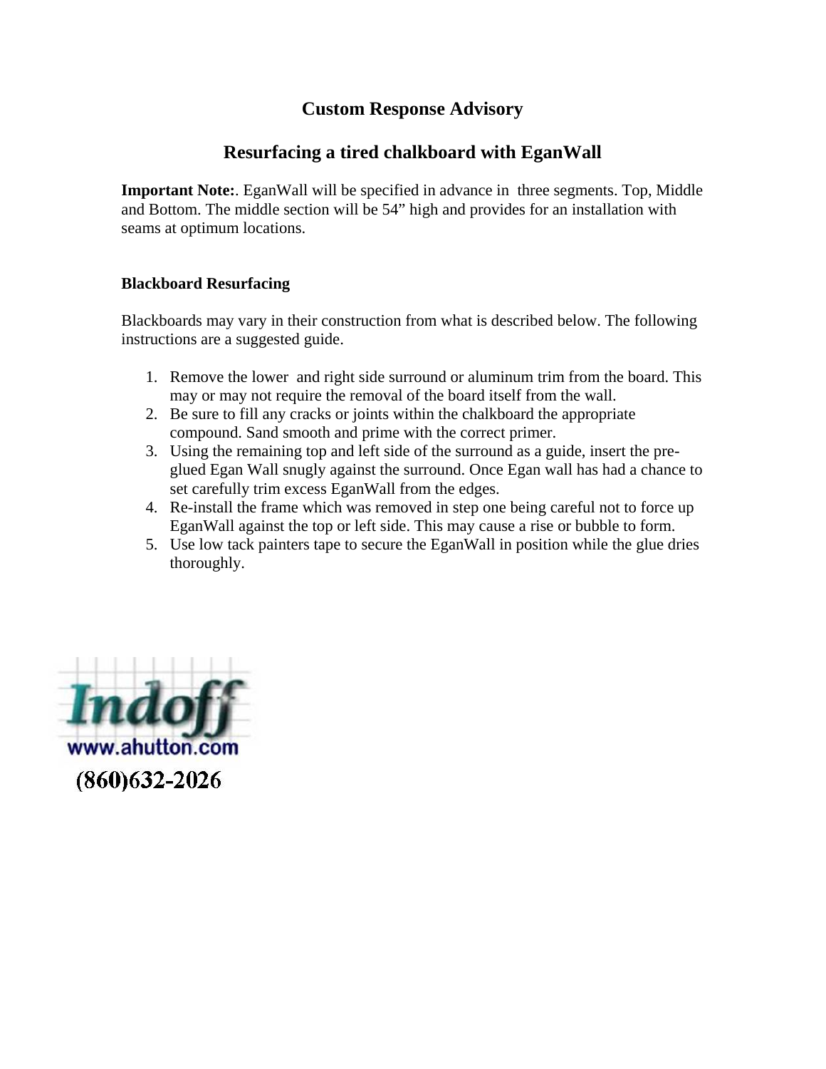## Custom Response Advisory

## Resurfacing a tired chalkboard with EganWall

**Important Note:**. EganWall will be specified in advance in three segments. Top, Middle and Bottom. The middle section will be 54" high and provides for an installation with seams at optimum locations.

**Blackboard Resurfacing**

Blackboards may vary in their construction from what is described below. The following instructions are a suggested guide.

1. Remove the lower and right side surround or aluminum trim from the board. This may or may not require the removal of the board itself from the wall.
2. Be sure to fill any cracks or joints within the chalkboard the appropriate compound. Sand smooth and prime with the correct primer.
3. Using the remaining top and left side of the surround as a guide, insert the pre-glued Egan Wall snugly against the surround. Once Egan wall has had a chance to set carefully trim excess EganWall from the edges.
4. Re-install the frame which was removed in step one being careful not to force up EganWall against the top or left side. This may cause a rise or bubble to form.
5. Use low tack painters tape to secure the EganWall in position while the glue dries thoroughly.

Indoff
www.ahutton.com
(860)632-2026